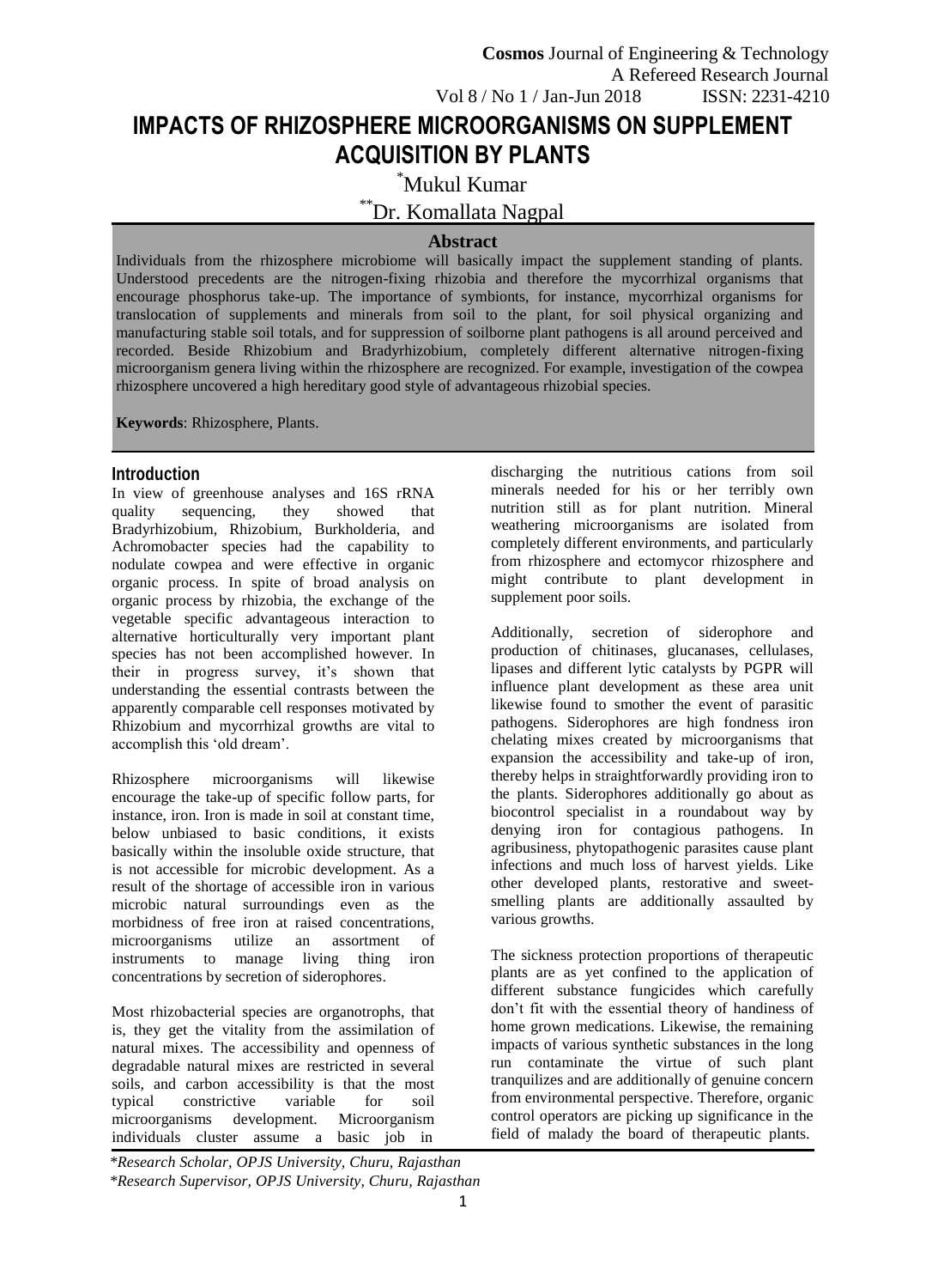# IMPACTS OF RHIZOSPHERE MICROORGANISMS ON SUPPLEMENT ACQUISITION BY PLANTS

[*]Mukul Kumar

[**]Dr. Komallata Nagpal

## Abstract

Individuals from the rhizosphere microbiome will basically impact the supplement standing of plants. Understood precedents are the nitrogen-fixing rhizobia and therefore the mycorrhizal organisms that encourage phosphorus take-up. The importance of symbionts, for instance, mycorrhizal organisms for translocation of supplements and minerals from soil to the plant, for soil physical organizing and manufacturing stable soil totals, and for suppression of soilborne plant pathogens is all around perceived and recorded. Beside Rhizobium and Bradyrhizobium, completely different alternative nitrogen-fixing microorganism genera living within the rhizosphere are recognized. For example, investigation of the cowpea rhizosphere uncovered a high hereditary good style of advantageous rhizobial species.

**Keywords**: Rhizosphere, Plants.

## Introduction

In view of greenhouse analyses and 16S rRNA quality sequencing, they showed that Bradyrhizobium, Rhizobium, Burkholderia, and Achromobacter species had the capability to nodulate cowpea and were effective in organic organic process. In spite of broad analysis on organic process by rhizobia, the exchange of the vegetable specific advantageous interaction to alternative horticulturally very important plant species has not been accomplished however. In their in progress survey, it's shown that understanding the essential contrasts between the apparently comparable cell responses motivated by Rhizobium and mycorrhizal growths are vital to accomplish this 'old dream'.

Rhizosphere microorganisms will likewise encourage the take-up of specific follow parts, for instance, iron. Iron is made in soil at constant time, below unbiased to basic conditions, it exists basically within the insoluble oxide structure, that is not accessible for microbic development. As a result of the shortage of accessible iron in various microbic natural surroundings even as the morbidness of free iron at raised concentrations, microorganisms utilize an assortment of instruments to manage living thing iron concentrations by secretion of siderophores.

Most rhizobacterial species are organotrophs, that is, they get the vitality from the assimilation of natural mixes. The accessibility and openness of degradable natural mixes are restricted in several soils, and carbon accessibility is that the most typical constrictive variable for soil microorganisms development. Microorganism individuals cluster assume a basic job in discharging the nutritious cations from soil minerals needed for his or her terribly own nutrition still as for plant nutrition. Mineral weathering microorganisms are isolated from completely different environments, and particularly from rhizosphere and ectomycor rhizosphere and might contribute to plant development in supplement poor soils.

Additionally, secretion of siderophore and production of chitinases, glucanases, cellulases, lipases and different lytic catalysts by PGPR will influence plant development as these area unit likewise found to smother the event of parasitic pathogens. Siderophores are high fondness iron chelating mixes created by microorganisms that expansion the accessibility and take-up of iron, thereby helps in straightforwardly providing iron to the plants. Siderophores additionally go about as biocontrol specialist in a roundabout way by denying iron for contagious pathogens. In agribusiness, phytopathogenic parasites cause plant infections and much loss of harvest yields. Like other developed plants, restorative and sweet-smelling plants are additionally assaulted by various growths.

The sickness protection proportions of therapeutic plants are as yet confined to the application of different substance fungicides which carefully don't fit with the essential theory of handiness of home grown medications. Likewise, the remaining impacts of various synthetic substances in the long run contaminate the virtue of such plant tranquilizes and are additionally of genuine concern from environmental perspective. Therefore, organic control operators are picking up significance in the field of malady the board of therapeutic plants.

*Research Scholar, OPJS University, Churu, Rajasthan

*Research Supervisor, OPJS University, Churu, Rajasthan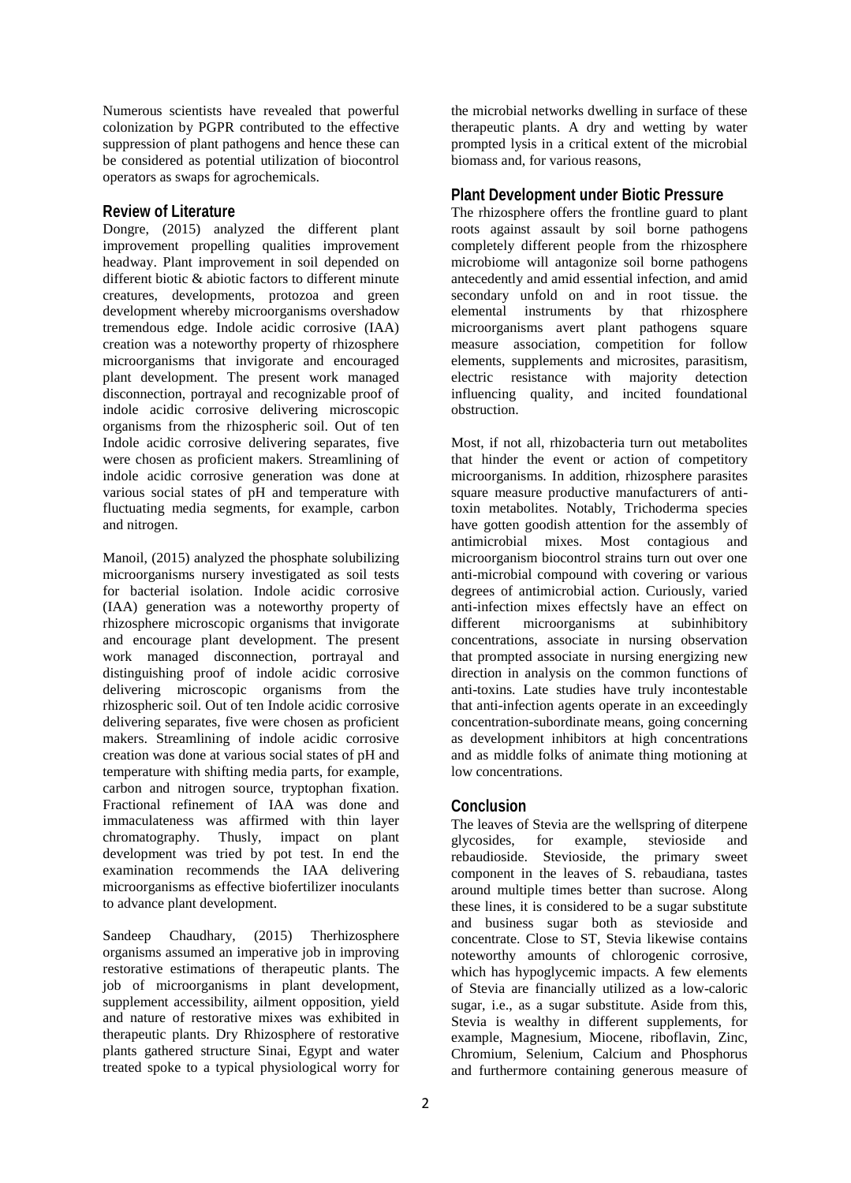Numerous scientists have revealed that powerful colonization by PGPR contributed to the effective suppression of plant pathogens and hence these can be considered as potential utilization of biocontrol operators as swaps for agrochemicals.

## Review of Literature

Dongre, (2015) analyzed the different plant improvement propelling qualities improvement headway. Plant improvement in soil depended on different biotic & abiotic factors to different minute creatures, developments, protozoa and green development whereby microorganisms overshadow tremendous edge. Indole acidic corrosive (IAA) creation was a noteworthy property of rhizosphere microorganisms that invigorate and encouraged plant development. The present work managed disconnection, portrayal and recognizable proof of indole acidic corrosive delivering microscopic organisms from the rhizospheric soil. Out of ten Indole acidic corrosive delivering separates, five were chosen as proficient makers. Streamlining of indole acidic corrosive generation was done at various social states of pH and temperature with fluctuating media segments, for example, carbon and nitrogen.

Manoil, (2015) analyzed the phosphate solubilizing microorganisms nursery investigated as soil tests for bacterial isolation. Indole acidic corrosive (IAA) generation was a noteworthy property of rhizosphere microscopic organisms that invigorate and encourage plant development. The present work managed disconnection, portrayal and distinguishing proof of indole acidic corrosive delivering microscopic organisms from the rhizospheric soil. Out of ten Indole acidic corrosive delivering separates, five were chosen as proficient makers. Streamlining of indole acidic corrosive creation was done at various social states of pH and temperature with shifting media parts, for example, carbon and nitrogen source, tryptophan fixation. Fractional refinement of IAA was done and immaculateness was affirmed with thin layer chromatography. Thusly, impact on plant development was tried by pot test. In end the examination recommends the IAA delivering microorganisms as effective biofertilizer inoculants to advance plant development.

Sandeep Chaudhary, (2015) Therhizosphere organisms assumed an imperative job in improving restorative estimations of therapeutic plants. The job of microorganisms in plant development, supplement accessibility, ailment opposition, yield and nature of restorative mixes was exhibited in therapeutic plants. Dry Rhizosphere of restorative plants gathered structure Sinai, Egypt and water treated spoke to a typical physiological worry for the microbial networks dwelling in surface of these therapeutic plants. A dry and wetting by water prompted lysis in a critical extent of the microbial biomass and, for various reasons,

## Plant Development under Biotic Pressure

The rhizosphere offers the frontline guard to plant roots against assault by soil borne pathogens completely different people from the rhizosphere microbiome will antagonize soil borne pathogens antecedently and amid essential infection, and amid secondary unfold on and in root tissue. the elemental instruments by that rhizosphere microorganisms avert plant pathogens square measure association, competition for follow elements, supplements and microsites, parasitism, electric resistance with majority detection influencing quality, and incited foundational obstruction.

Most, if not all, rhizobacteria turn out metabolites that hinder the event or action of competitory microorganisms. In addition, rhizosphere parasites square measure productive manufacturers of anti-toxin metabolites. Notably, Trichoderma species have gotten goodish attention for the assembly of antimicrobial mixes. Most contagious and microorganism biocontrol strains turn out over one anti-microbial compound with covering or various degrees of antimicrobial action. Curiously, varied anti-infection mixes effectsly have an effect on different microorganisms at subinhibitory concentrations, associate in nursing observation that prompted associate in nursing energizing new direction in analysis on the common functions of anti-toxins. Late studies have truly incontestable that anti-infection agents operate in an exceedingly concentration-subordinate means, going concerning as development inhibitors at high concentrations and as middle folks of animate thing motioning at low concentrations.

## Conclusion

The leaves of Stevia are the wellspring of diterpene glycosides, for example, stevioside and rebaudioside. Stevioside, the primary sweet component in the leaves of S. rebaudiana, tastes around multiple times better than sucrose. Along these lines, it is considered to be a sugar substitute and business sugar both as stevioside and concentrate. Close to ST, Stevia likewise contains noteworthy amounts of chlorogenic corrosive, which has hypoglycemic impacts. A few elements of Stevia are financially utilized as a low-caloric sugar, i.e., as a sugar substitute. Aside from this, Stevia is wealthy in different supplements, for example, Magnesium, Miocene, riboflavin, Zinc, Chromium, Selenium, Calcium and Phosphorus and furthermore containing generous measure of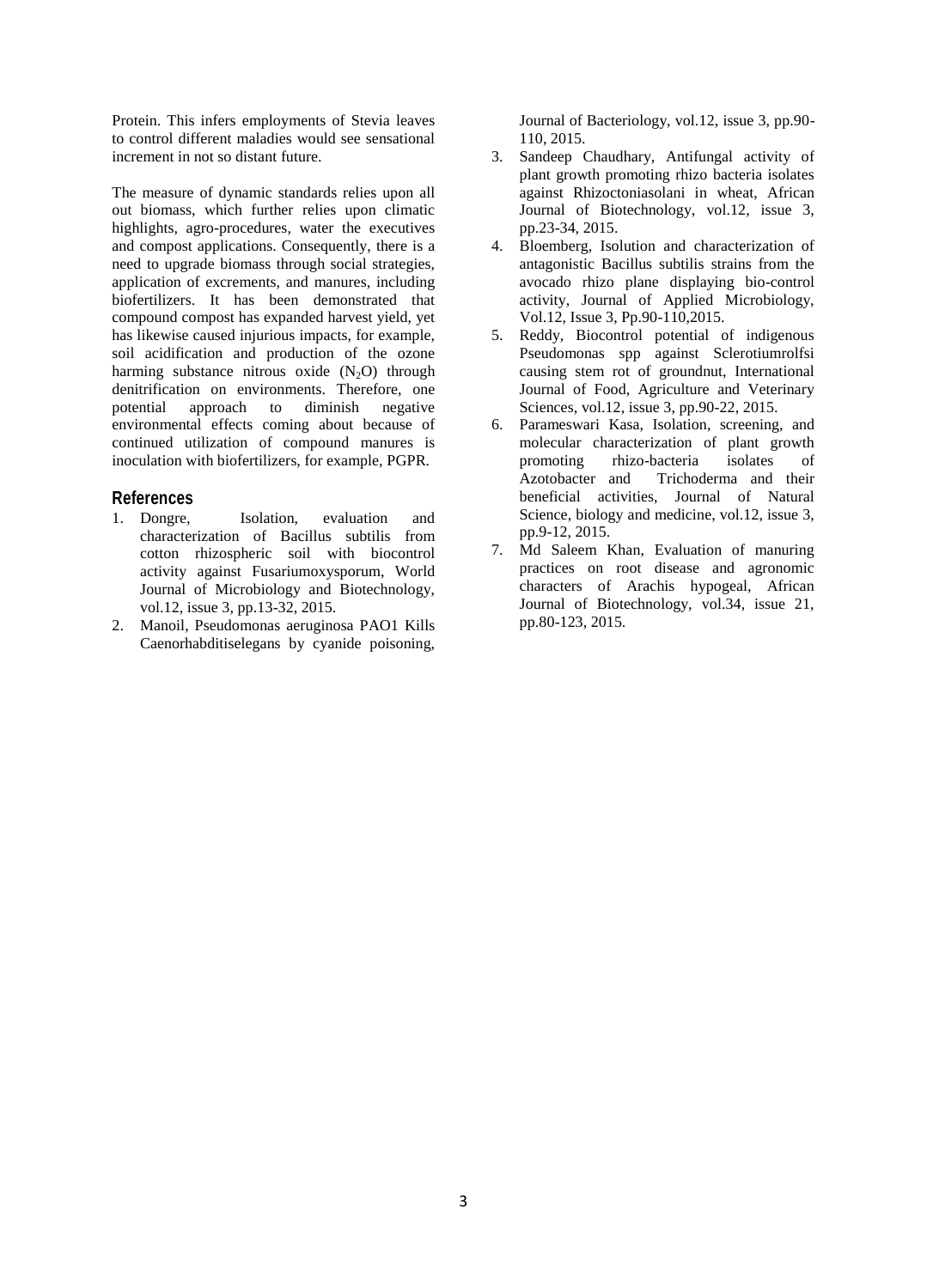Protein. This infers employments of Stevia leaves to control different maladies would see sensational increment in not so distant future.

The measure of dynamic standards relies upon all out biomass, which further relies upon climatic highlights, agro-procedures, water the executives and compost applications. Consequently, there is a need to upgrade biomass through social strategies, application of excrements, and manures, including biofertilizers. It has been demonstrated that compound compost has expanded harvest yield, yet has likewise caused injurious impacts, for example, soil acidification and production of the ozone harming substance nitrous oxide ($N_2O$) through denitrification on environments. Therefore, one potential approach to diminish negative environmental effects coming about because of continued utilization of compound manures is inoculation with biofertilizers, for example, PGPR.

## References

1. Dongre, Isolation, evaluation and characterization of Bacillus subtilis from cotton rhizospheric soil with biocontrol activity against Fusariumoxysporum, World Journal of Microbiology and Biotechnology, vol.12, issue 3, pp.13-32, 2015.
2. Manoil, Pseudomonas aeruginosa PAO1 Kills Caenorhabditiselegans by cyanide poisoning, Journal of Bacteriology, vol.12, issue 3, pp.90-110, 2015.
3. Sandeep Chaudhary, Antifungal activity of plant growth promoting rhizo bacteria isolates against Rhizoctoniasolani in wheat, African Journal of Biotechnology, vol.12, issue 3, pp.23-34, 2015.
4. Bloemberg, Isolution and characterization of antagonistic Bacillus subtilis strains from the avocado rhizo plane displaying bio-control activity, Journal of Applied Microbiology, Vol.12, Issue 3, Pp.90-110,2015.
5. Reddy, Biocontrol potential of indigenous Pseudomonas spp against Sclerotiumrolfsi causing stem rot of groundnut, International Journal of Food, Agriculture and Veterinary Sciences, vol.12, issue 3, pp.90-22, 2015.
6. Parameswari Kasa, Isolation, screening, and molecular characterization of plant growth promoting rhizo-bacteria isolates of Azotobacter and Trichoderma and their beneficial activities, Journal of Natural Science, biology and medicine, vol.12, issue 3, pp.9-12, 2015.
7. Md Saleem Khan, Evaluation of manuring practices on root disease and agronomic characters of Arachis hypogeal, African Journal of Biotechnology, vol.34, issue 21, pp.80-123, 2015.